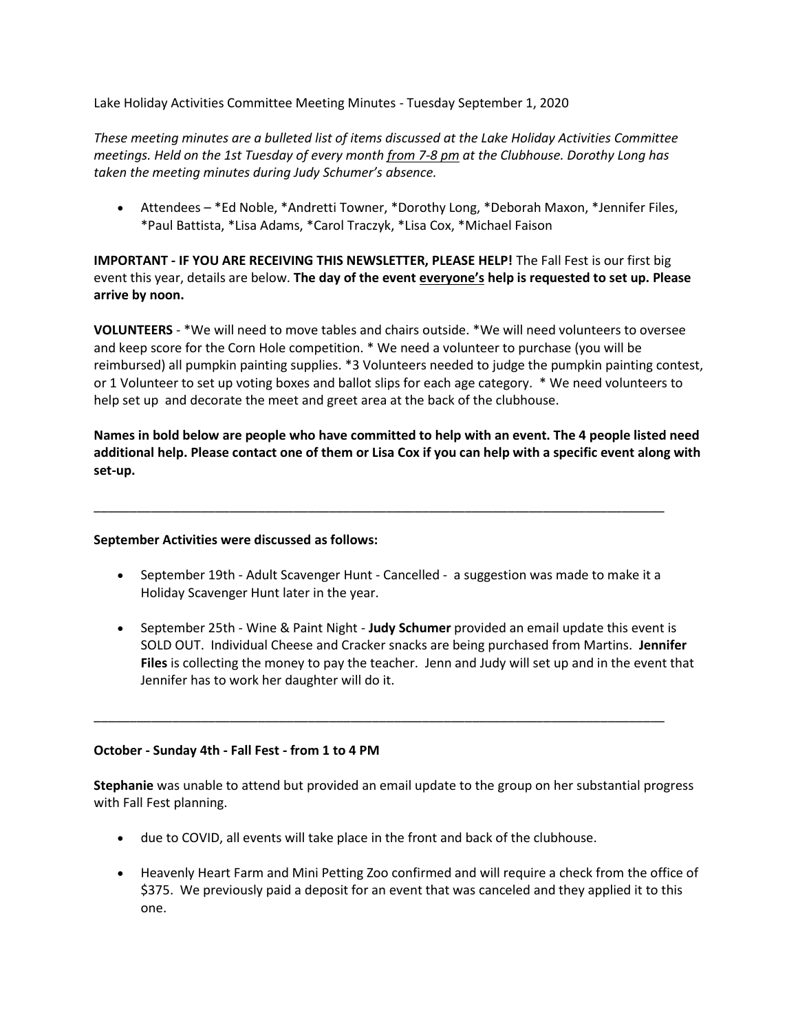Lake Holiday Activities Committee Meeting Minutes - Tuesday September 1, 2020

*These meeting minutes are a bulleted list of items discussed at the Lake Holiday Activities Committee meetings. Held on the 1st Tuesday of every month from 7-8 pm at the Clubhouse. Dorothy Long has taken the meeting minutes during Judy Schumer's absence.*

- Attendees – *Ed Noble, *Andretti Towner, *Dorothy Long, *Deborah Maxon, *Jennifer Files, *Paul Battista, *Lisa Adams, *Carol Traczyk, *Lisa Cox, *Michael Faison

**IMPORTANT - IF YOU ARE RECEIVING THIS NEWSLETTER, PLEASE HELP!** The Fall Fest is our first big event this year, details are below. **The day of the event everyone's help is requested to set up. Please arrive by noon.**

**VOLUNTEERS** - *We will need to move tables and chairs outside. *We will need volunteers to oversee and keep score for the Corn Hole competition. * We need a volunteer to purchase (you will be reimbursed) all pumpkin painting supplies. *3 Volunteers needed to judge the pumpkin painting contest, or 1 Volunteer to set up voting boxes and ballot slips for each age category. * We need volunteers to help set up and decorate the meet and greet area at the back of the clubhouse.

**Names in bold below are people who have committed to help with an event. The 4 people listed need additional help. Please contact one of them or Lisa Cox if you can help with a specific event along with set-up.**

---

**September Activities were discussed as follows:**

- September 19th - Adult Scavenger Hunt - Cancelled - a suggestion was made to make it a Holiday Scavenger Hunt later in the year.
- September 25th - Wine & Paint Night - **Judy Schumer** provided an email update this event is SOLD OUT. Individual Cheese and Cracker snacks are being purchased from Martins. **Jennifer Files** is collecting the money to pay the teacher. Jenn and Judy will set up and in the event that Jennifer has to work her daughter will do it.

---

**October - Sunday 4th - Fall Fest - from 1 to 4 PM**

**Stephanie** was unable to attend but provided an email update to the group on her substantial progress with Fall Fest planning.

- due to COVID, all events will take place in the front and back of the clubhouse.
- Heavenly Heart Farm and Mini Petting Zoo confirmed and will require a check from the office of $375. We previously paid a deposit for an event that was canceled and they applied it to this one.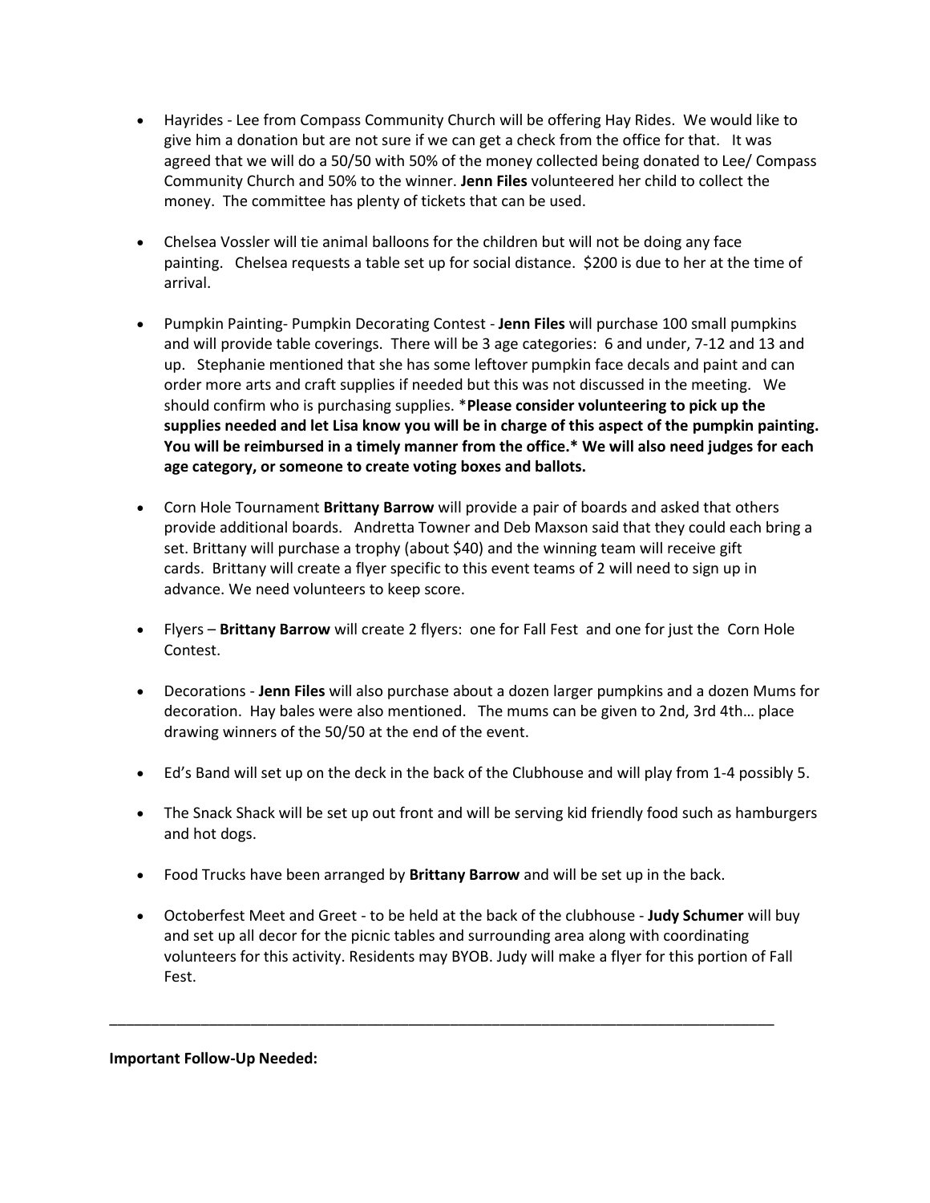- Hayrides - Lee from Compass Community Church will be offering Hay Rides. We would like to give him a donation but are not sure if we can get a check from the office for that. It was agreed that we will do a 50/50 with 50% of the money collected being donated to Lee/ Compass Community Church and 50% to the winner. **Jenn Files** volunteered her child to collect the money. The committee has plenty of tickets that can be used.

- Chelsea Vossler will tie animal balloons for the children but will not be doing any face painting. Chelsea requests a table set up for social distance. $200 is due to her at the time of arrival.

- Pumpkin Painting- Pumpkin Decorating Contest - **Jenn Files** will purchase 100 small pumpkins and will provide table coverings. There will be 3 age categories: 6 and under, 7-12 and 13 and up. Stephanie mentioned that she has some leftover pumpkin face decals and paint and can order more arts and craft supplies if needed but this was not discussed in the meeting. We should confirm who is purchasing supplies. ***Please consider volunteering to pick up the supplies needed and let Lisa know you will be in charge of this aspect of the pumpkin painting. You will be reimbursed in a timely manner from the office.* We will also need judges for each age category, or someone to create voting boxes and ballots.**

- Corn Hole Tournament **Brittany Barrow** will provide a pair of boards and asked that others provide additional boards. Andretta Towner and Deb Maxson said that they could each bring a set. Brittany will purchase a trophy (about $40) and the winning team will receive gift cards. Brittany will create a flyer specific to this event teams of 2 will need to sign up in advance. We need volunteers to keep score.

- Flyers – **Brittany Barrow** will create 2 flyers: one for Fall Fest and one for just the Corn Hole Contest.

- Decorations - **Jenn Files** will also purchase about a dozen larger pumpkins and a dozen Mums for decoration. Hay bales were also mentioned. The mums can be given to 2nd, 3rd 4th… place drawing winners of the 50/50 at the end of the event.

- Ed's Band will set up on the deck in the back of the Clubhouse and will play from 1-4 possibly 5.

- The Snack Shack will be set up out front and will be serving kid friendly food such as hamburgers and hot dogs.

- Food Trucks have been arranged by **Brittany Barrow** and will be set up in the back.

- Octoberfest Meet and Greet - to be held at the back of the clubhouse - **Judy Schumer** will buy and set up all decor for the picnic tables and surrounding area along with coordinating volunteers for this activity. Residents may BYOB. Judy will make a flyer for this portion of Fall Fest.

---

**Important Follow-Up Needed:**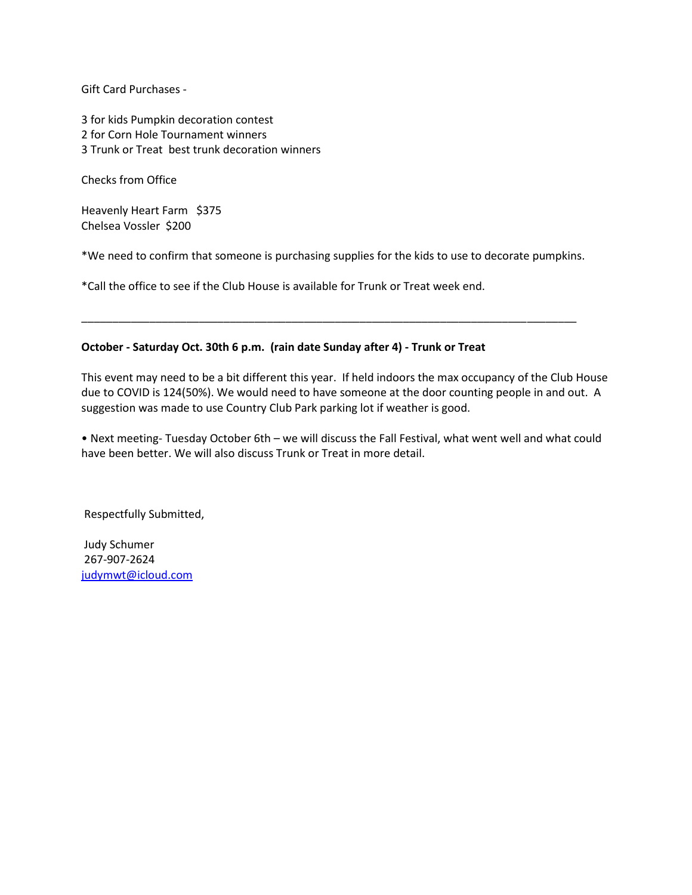Gift Card Purchases -

3 for kids Pumpkin decoration contest
2 for Corn Hole Tournament winners
3 Trunk or Treat  best trunk decoration winners

Checks from Office

Heavenly Heart Farm   $375
Chelsea Vossler  $200

*We need to confirm that someone is purchasing supplies for the kids to use to decorate pumpkins.

*Call the office to see if the Club House is available for Trunk or Treat week end.

---

**October - Saturday Oct. 30th 6 p.m.  (rain date Sunday after 4) - Trunk or Treat**

This event may need to be a bit different this year.  If held indoors the max occupancy of the Club House due to COVID is 124(50%). We would need to have someone at the door counting people in and out.  A suggestion was made to use Country Club Park parking lot if weather is good.

• Next meeting- Tuesday October 6th – we will discuss the Fall Festival, what went well and what could have been better. We will also discuss Trunk or Treat in more detail.

Respectfully Submitted,

Judy Schumer
267-907-2624
judymwt@icloud.com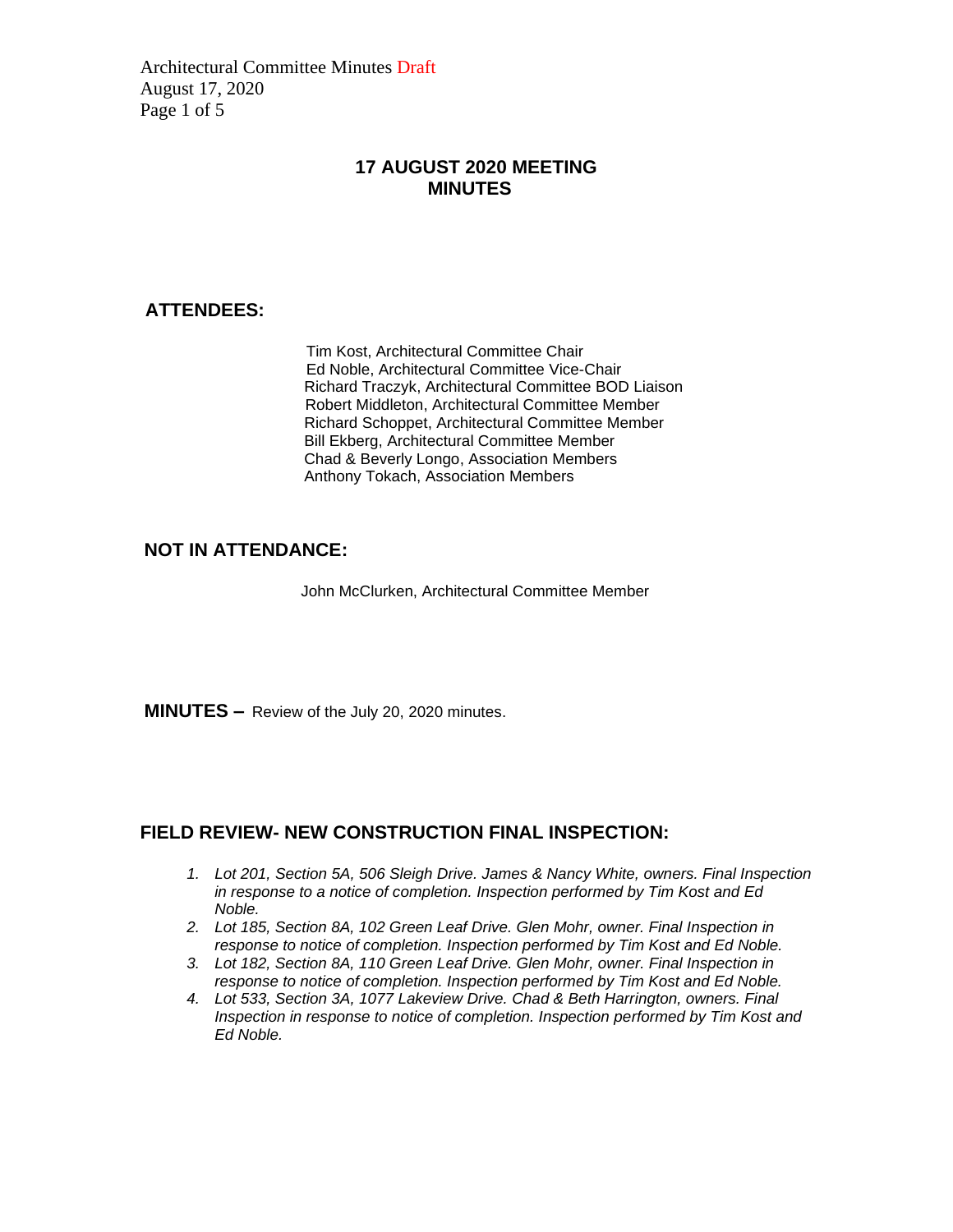# 17 AUGUST 2020 MEETING MINUTES

**ATTENDEES:**

Tim Kost, Architectural Committee Chair
Ed Noble, Architectural Committee Vice-Chair
Richard Traczyk, Architectural Committee BOD Liaison
Robert Middleton, Architectural Committee Member
Richard Schoppet, Architectural Committee Member
Bill Ekberg, Architectural Committee Member
Chad & Beverly Longo, Association Members
Anthony Tokach, Association Members

**NOT IN ATTENDANCE:**

John McClurken, Architectural Committee Member

**MINUTES –** Review of the July 20, 2020 minutes.

## FIELD REVIEW- NEW CONSTRUCTION FINAL INSPECTION:

1. *Lot 201, Section 5A, 506 Sleigh Drive. James & Nancy White, owners. Final Inspection in response to a notice of completion. Inspection performed by Tim Kost and Ed Noble.*
2. *Lot 185, Section 8A, 102 Green Leaf Drive. Glen Mohr, owner. Final Inspection in response to notice of completion. Inspection performed by Tim Kost and Ed Noble.*
3. *Lot 182, Section 8A, 110 Green Leaf Drive. Glen Mohr, owner. Final Inspection in response to notice of completion. Inspection performed by Tim Kost and Ed Noble.*
4. *Lot 533, Section 3A, 1077 Lakeview Drive. Chad & Beth Harrington, owners. Final Inspection in response to notice of completion. Inspection performed by Tim Kost and Ed Noble.*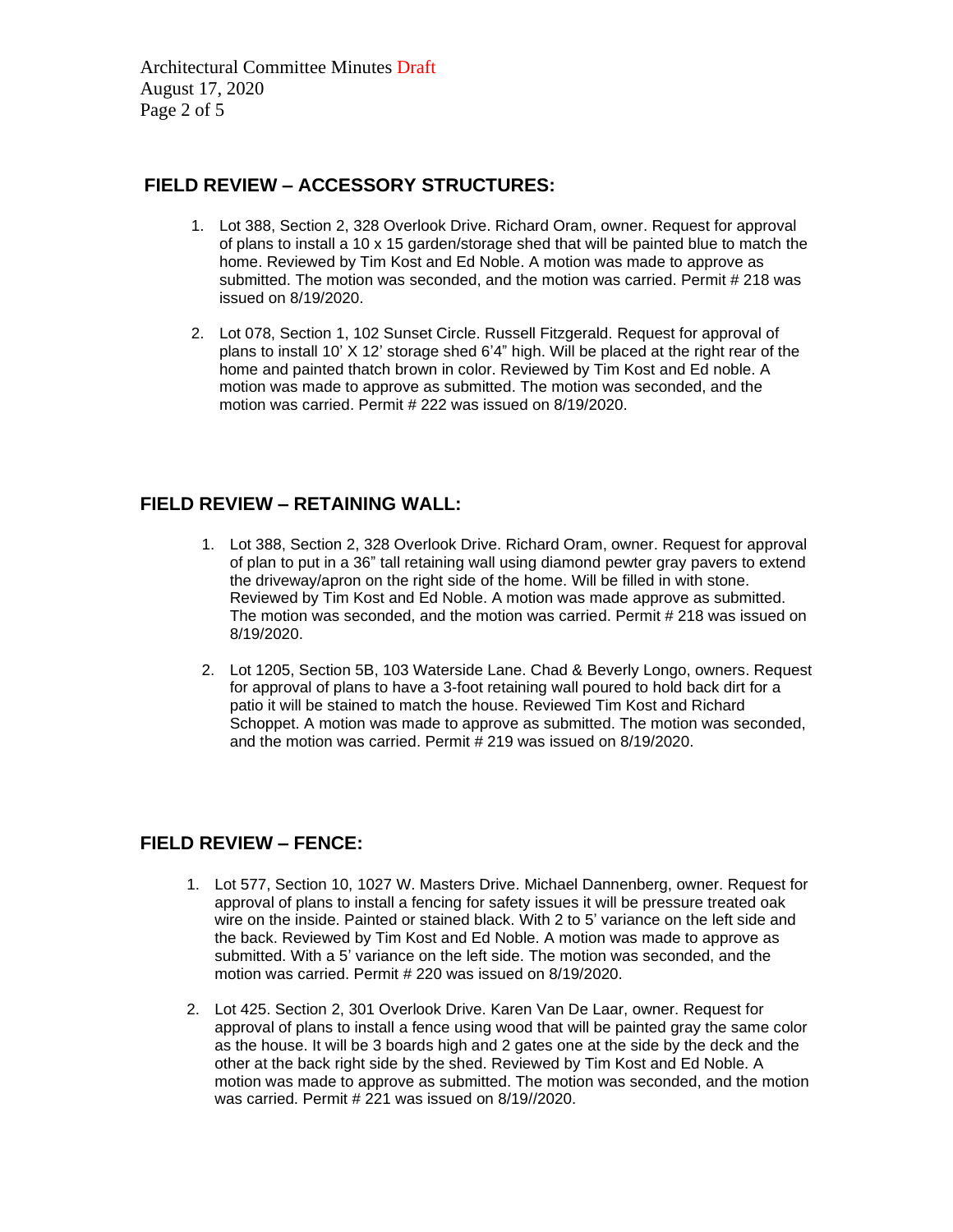## FIELD REVIEW – ACCESSORY STRUCTURES:

1. Lot 388, Section 2, 328 Overlook Drive. Richard Oram, owner. Request for approval of plans to install a 10 x 15 garden/storage shed that will be painted blue to match the home. Reviewed by Tim Kost and Ed Noble. A motion was made to approve as submitted. The motion was seconded, and the motion was carried. Permit # 218 was issued on 8/19/2020.

2. Lot 078, Section 1, 102 Sunset Circle. Russell Fitzgerald. Request for approval of plans to install 10' X 12' storage shed 6'4" high. Will be placed at the right rear of the home and painted thatch brown in color. Reviewed by Tim Kost and Ed noble. A motion was made to approve as submitted. The motion was seconded, and the motion was carried. Permit # 222 was issued on 8/19/2020.

## FIELD REVIEW – RETAINING WALL:

1. Lot 388, Section 2, 328 Overlook Drive. Richard Oram, owner. Request for approval of plan to put in a 36" tall retaining wall using diamond pewter gray pavers to extend the driveway/apron on the right side of the home. Will be filled in with stone. Reviewed by Tim Kost and Ed Noble. A motion was made approve as submitted. The motion was seconded, and the motion was carried. Permit # 218 was issued on 8/19/2020.

2. Lot 1205, Section 5B, 103 Waterside Lane. Chad & Beverly Longo, owners. Request for approval of plans to have a 3-foot retaining wall poured to hold back dirt for a patio it will be stained to match the house. Reviewed Tim Kost and Richard Schoppet. A motion was made to approve as submitted. The motion was seconded, and the motion was carried. Permit # 219 was issued on 8/19/2020.

## FIELD REVIEW – FENCE:

1. Lot 577, Section 10, 1027 W. Masters Drive. Michael Dannenberg, owner. Request for approval of plans to install a fencing for safety issues it will be pressure treated oak wire on the inside. Painted or stained black. With 2 to 5' variance on the left side and the back. Reviewed by Tim Kost and Ed Noble. A motion was made to approve as submitted. With a 5' variance on the left side. The motion was seconded, and the motion was carried. Permit # 220 was issued on 8/19/2020.

2. Lot 425. Section 2, 301 Overlook Drive. Karen Van De Laar, owner. Request for approval of plans to install a fence using wood that will be painted gray the same color as the house. It will be 3 boards high and 2 gates one at the side by the deck and the other at the back right side by the shed. Reviewed by Tim Kost and Ed Noble. A motion was made to approve as submitted. The motion was seconded, and the motion was carried. Permit # 221 was issued on 8/19//2020.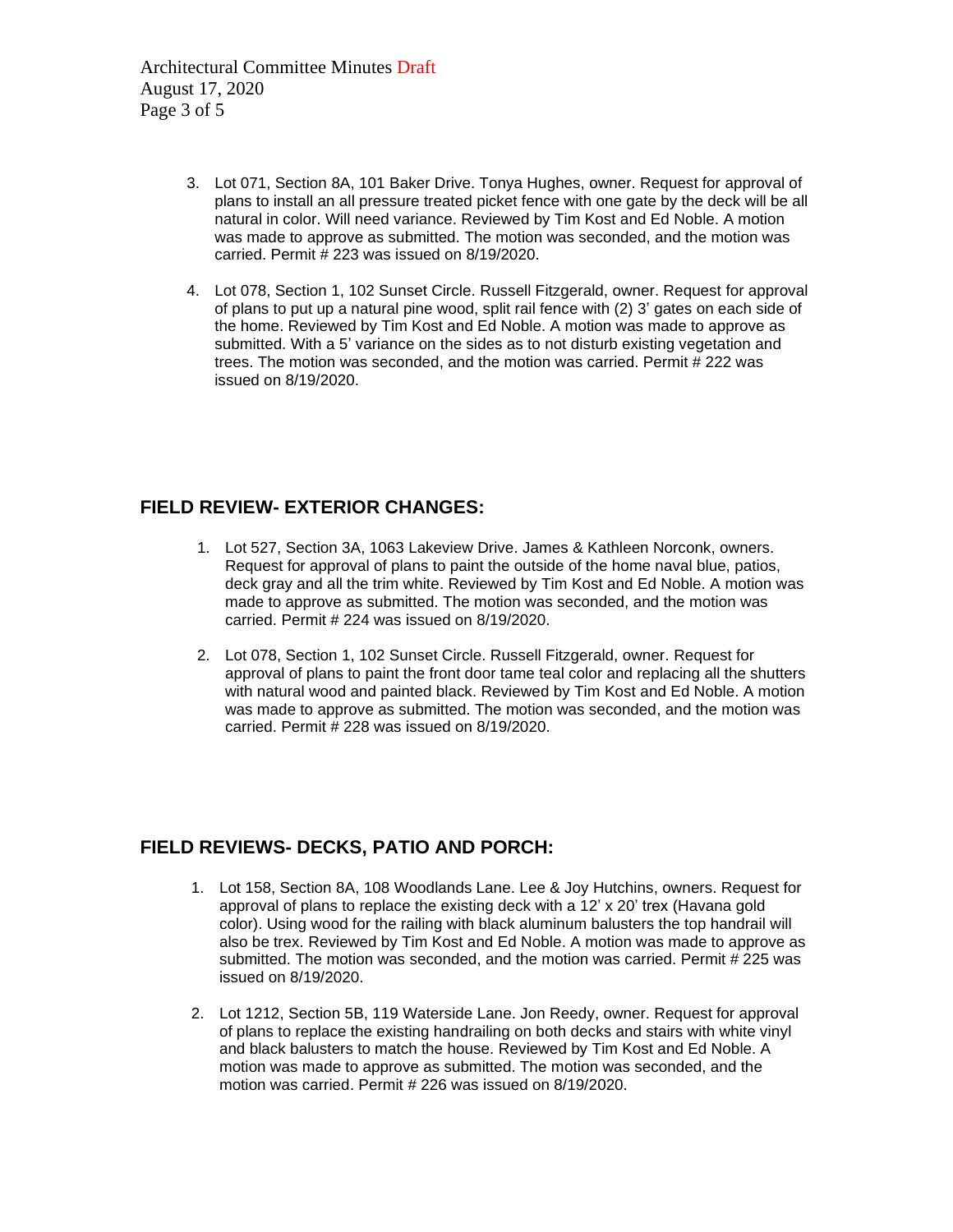3. Lot 071, Section 8A, 101 Baker Drive. Tonya Hughes, owner. Request for approval of plans to install an all pressure treated picket fence with one gate by the deck will be all natural in color. Will need variance. Reviewed by Tim Kost and Ed Noble. A motion was made to approve as submitted. The motion was seconded, and the motion was carried. Permit # 223 was issued on 8/19/2020.

4. Lot 078, Section 1, 102 Sunset Circle. Russell Fitzgerald, owner. Request for approval of plans to put up a natural pine wood, split rail fence with (2) 3' gates on each side of the home. Reviewed by Tim Kost and Ed Noble. A motion was made to approve as submitted. With a 5' variance on the sides as to not disturb existing vegetation and trees. The motion was seconded, and the motion was carried. Permit # 222 was issued on 8/19/2020.

## FIELD REVIEW- EXTERIOR CHANGES:

1. Lot 527, Section 3A, 1063 Lakeview Drive. James & Kathleen Norconk, owners. Request for approval of plans to paint the outside of the home naval blue, patios, deck gray and all the trim white. Reviewed by Tim Kost and Ed Noble. A motion was made to approve as submitted. The motion was seconded, and the motion was carried. Permit # 224 was issued on 8/19/2020.

2. Lot 078, Section 1, 102 Sunset Circle. Russell Fitzgerald, owner. Request for approval of plans to paint the front door tame teal color and replacing all the shutters with natural wood and painted black. Reviewed by Tim Kost and Ed Noble. A motion was made to approve as submitted. The motion was seconded, and the motion was carried. Permit # 228 was issued on 8/19/2020.

## FIELD REVIEWS- DECKS, PATIO AND PORCH:

1. Lot 158, Section 8A, 108 Woodlands Lane. Lee & Joy Hutchins, owners. Request for approval of plans to replace the existing deck with a 12' x 20' trex (Havana gold color). Using wood for the railing with black aluminum balusters the top handrail will also be trex. Reviewed by Tim Kost and Ed Noble. A motion was made to approve as submitted. The motion was seconded, and the motion was carried. Permit # 225 was issued on 8/19/2020.

2. Lot 1212, Section 5B, 119 Waterside Lane. Jon Reedy, owner. Request for approval of plans to replace the existing handrailing on both decks and stairs with white vinyl and black balusters to match the house. Reviewed by Tim Kost and Ed Noble. A motion was made to approve as submitted. The motion was seconded, and the motion was carried. Permit # 226 was issued on 8/19/2020.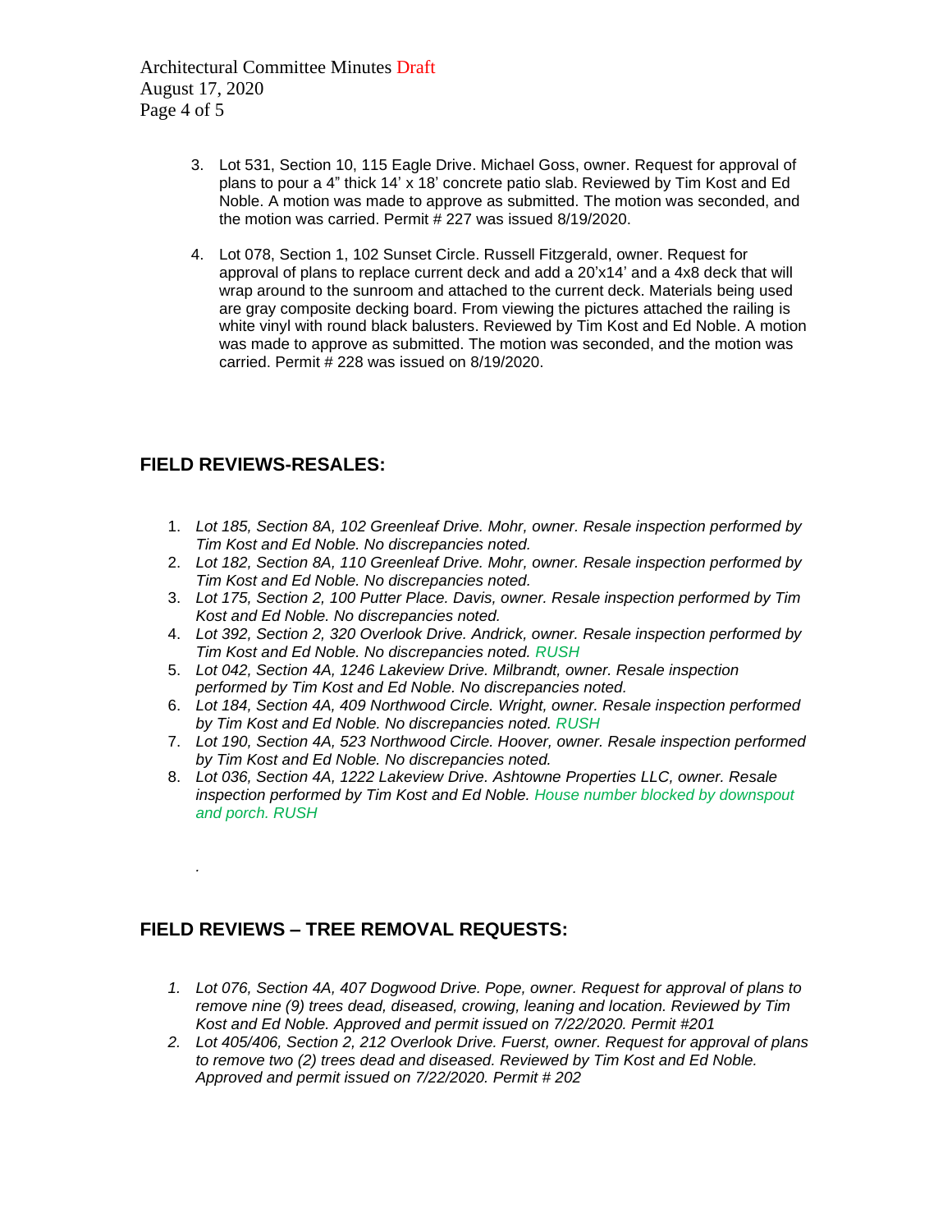3. Lot 531, Section 10, 115 Eagle Drive. Michael Goss, owner. Request for approval of plans to pour a 4" thick 14' x 18' concrete patio slab. Reviewed by Tim Kost and Ed Noble. A motion was made to approve as submitted. The motion was seconded, and the motion was carried. Permit # 227 was issued 8/19/2020.

4. Lot 078, Section 1, 102 Sunset Circle. Russell Fitzgerald, owner. Request for approval of plans to replace current deck and add a 20'x14' and a 4x8 deck that will wrap around to the sunroom and attached to the current deck. Materials being used are gray composite decking board. From viewing the pictures attached the railing is white vinyl with round black balusters. Reviewed by Tim Kost and Ed Noble. A motion was made to approve as submitted. The motion was seconded, and the motion was carried. Permit # 228 was issued on 8/19/2020.

## FIELD REVIEWS-RESALES:

1. *Lot 185, Section 8A, 102 Greenleaf Drive. Mohr, owner. Resale inspection performed by Tim Kost and Ed Noble. No discrepancies noted.*
2. *Lot 182, Section 8A, 110 Greenleaf Drive. Mohr, owner. Resale inspection performed by Tim Kost and Ed Noble. No discrepancies noted.*
3. *Lot 175, Section 2, 100 Putter Place. Davis, owner. Resale inspection performed by Tim Kost and Ed Noble. No discrepancies noted.*
4. *Lot 392, Section 2, 320 Overlook Drive. Andrick, owner. Resale inspection performed by Tim Kost and Ed Noble. No discrepancies noted. RUSH*
5. *Lot 042, Section 4A, 1246 Lakeview Drive. Milbrandt, owner. Resale inspection performed by Tim Kost and Ed Noble. No discrepancies noted.*
6. *Lot 184, Section 4A, 409 Northwood Circle. Wright, owner. Resale inspection performed by Tim Kost and Ed Noble. No discrepancies noted. RUSH*
7. *Lot 190, Section 4A, 523 Northwood Circle. Hoover, owner. Resale inspection performed by Tim Kost and Ed Noble. No discrepancies noted.*
8. *Lot 036, Section 4A, 1222 Lakeview Drive. Ashtowne Properties LLC, owner. Resale inspection performed by Tim Kost and Ed Noble. House number blocked by downspout and porch. RUSH*

.

## FIELD REVIEWS – TREE REMOVAL REQUESTS:

1. *Lot 076, Section 4A, 407 Dogwood Drive. Pope, owner. Request for approval of plans to remove nine (9) trees dead, diseased, crowing, leaning and location. Reviewed by Tim Kost and Ed Noble. Approved and permit issued on 7/22/2020. Permit #201*
2. *Lot 405/406, Section 2, 212 Overlook Drive. Fuerst, owner. Request for approval of plans to remove two (2) trees dead and diseased. Reviewed by Tim Kost and Ed Noble. Approved and permit issued on 7/22/2020. Permit # 202*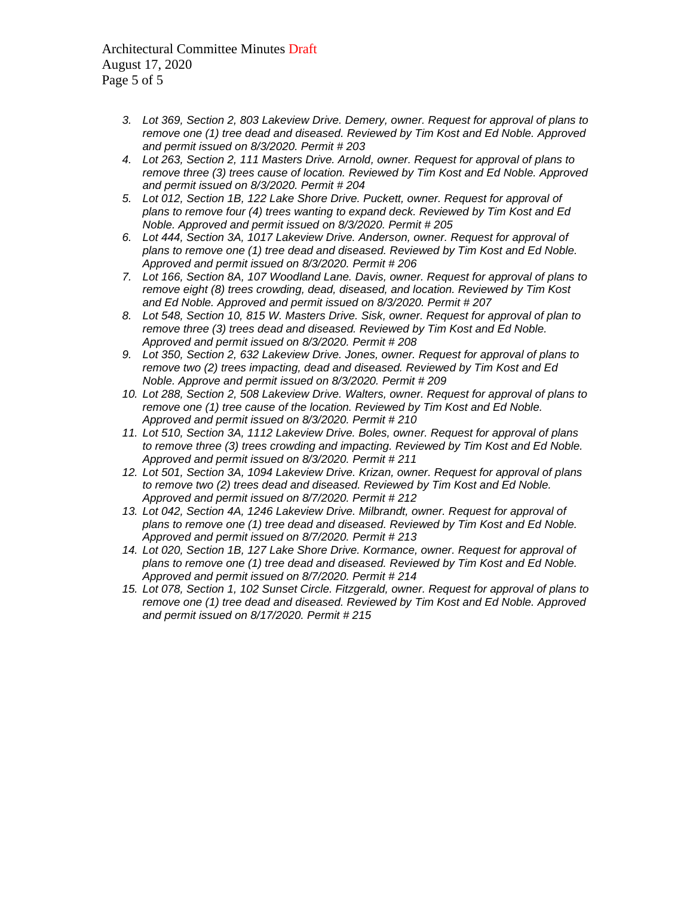3. *Lot 369, Section 2, 803 Lakeview Drive. Demery, owner. Request for approval of plans to remove one (1) tree dead and diseased. Reviewed by Tim Kost and Ed Noble. Approved and permit issued on 8/3/2020. Permit # 203*
4. *Lot 263, Section 2, 111 Masters Drive. Arnold, owner. Request for approval of plans to remove three (3) trees cause of location. Reviewed by Tim Kost and Ed Noble. Approved and permit issued on 8/3/2020. Permit # 204*
5. *Lot 012, Section 1B, 122 Lake Shore Drive. Puckett, owner. Request for approval of plans to remove four (4) trees wanting to expand deck. Reviewed by Tim Kost and Ed Noble. Approved and permit issued on 8/3/2020. Permit # 205*
6. *Lot 444, Section 3A, 1017 Lakeview Drive. Anderson, owner. Request for approval of plans to remove one (1) tree dead and diseased. Reviewed by Tim Kost and Ed Noble. Approved and permit issued on 8/3/2020. Permit # 206*
7. *Lot 166, Section 8A, 107 Woodland Lane. Davis, owner. Request for approval of plans to remove eight (8) trees crowding, dead, diseased, and location. Reviewed by Tim Kost and Ed Noble. Approved and permit issued on 8/3/2020. Permit # 207*
8. *Lot 548, Section 10, 815 W. Masters Drive. Sisk, owner. Request for approval of plan to remove three (3) trees dead and diseased. Reviewed by Tim Kost and Ed Noble. Approved and permit issued on 8/3/2020. Permit # 208*
9. *Lot 350, Section 2, 632 Lakeview Drive. Jones, owner. Request for approval of plans to remove two (2) trees impacting, dead and diseased. Reviewed by Tim Kost and Ed Noble. Approve and permit issued on 8/3/2020. Permit # 209*
10. *Lot 288, Section 2, 508 Lakeview Drive. Walters, owner. Request for approval of plans to remove one (1) tree cause of the location. Reviewed by Tim Kost and Ed Noble. Approved and permit issued on 8/3/2020. Permit # 210*
11. *Lot 510, Section 3A, 1112 Lakeview Drive. Boles, owner. Request for approval of plans to remove three (3) trees crowding and impacting. Reviewed by Tim Kost and Ed Noble. Approved and permit issued on 8/3/2020. Permit # 211*
12. *Lot 501, Section 3A, 1094 Lakeview Drive. Krizan, owner. Request for approval of plans to remove two (2) trees dead and diseased. Reviewed by Tim Kost and Ed Noble. Approved and permit issued on 8/7/2020. Permit # 212*
13. *Lot 042, Section 4A, 1246 Lakeview Drive. Milbrandt, owner. Request for approval of plans to remove one (1) tree dead and diseased. Reviewed by Tim Kost and Ed Noble. Approved and permit issued on 8/7/2020. Permit # 213*
14. *Lot 020, Section 1B, 127 Lake Shore Drive. Kormance, owner. Request for approval of plans to remove one (1) tree dead and diseased. Reviewed by Tim Kost and Ed Noble. Approved and permit issued on 8/7/2020. Permit # 214*
15. *Lot 078, Section 1, 102 Sunset Circle. Fitzgerald, owner. Request for approval of plans to remove one (1) tree dead and diseased. Reviewed by Tim Kost and Ed Noble. Approved and permit issued on 8/17/2020. Permit # 215*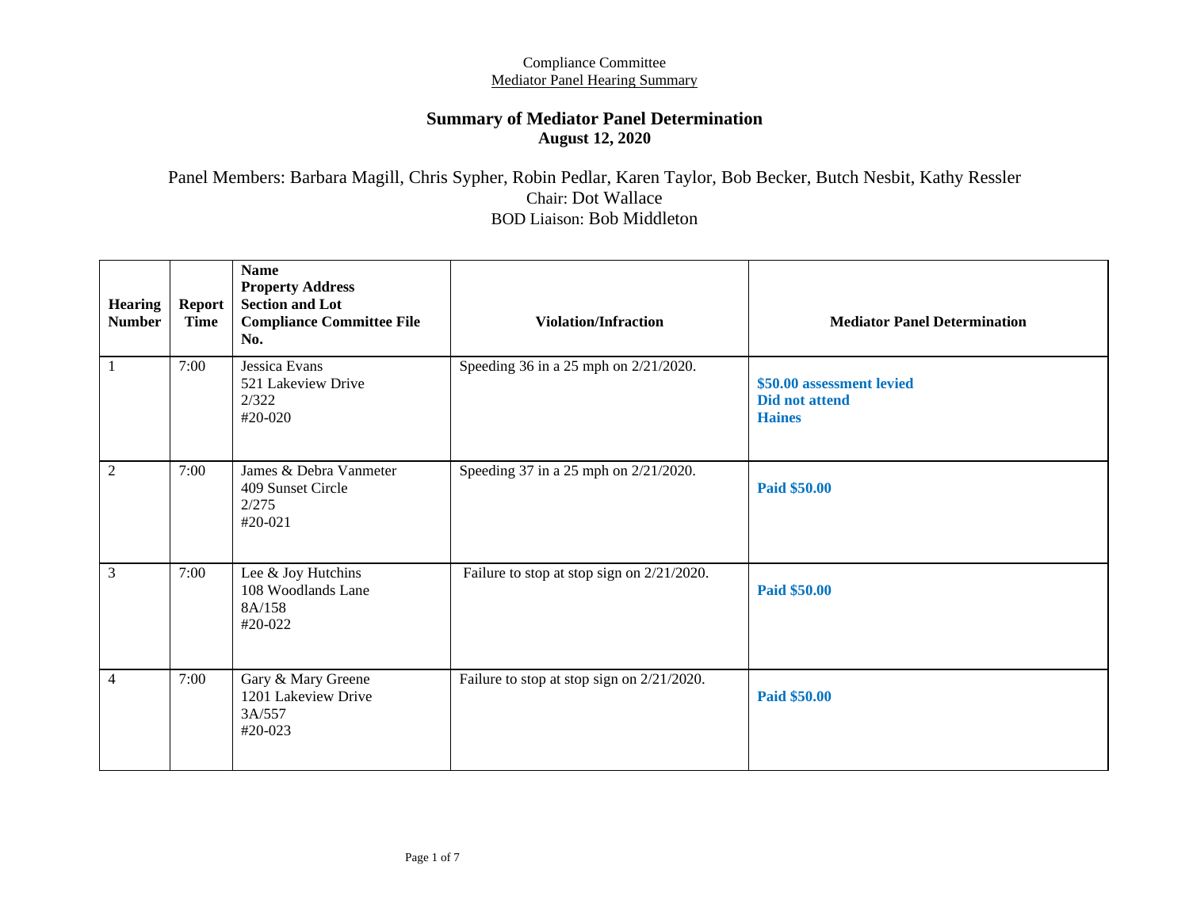Compliance Committee
Mediator Panel Hearing Summary

# Summary of Mediator Panel Determination
## August 12, 2020

Panel Members: Barbara Magill, Chris Sypher, Robin Pedlar, Karen Taylor, Bob Becker, Butch Nesbit, Kathy Ressler
Chair: Dot Wallace
BOD Liaison: Bob Middleton

| Hearing Number | Report Time | Name<br>Property Address<br>Section and Lot<br>Compliance Committee File No. | Violation/Infraction | Mediator Panel Determination |
|---|---|---|---|---|
| 1 | 7:00 | Jessica Evans<br>521 Lakeview Drive<br>2/322<br>#20-020 | Speeding 36 in a 25 mph on 2/21/2020. | **$50.00 assessment levied**<br>**Did not attend**<br>**Haines** |
| 2 | 7:00 | James & Debra Vanmeter<br>409 Sunset Circle<br>2/275<br>#20-021 | Speeding 37 in a 25 mph on 2/21/2020. | **Paid $50.00** |
| 3 | 7:00 | Lee & Joy Hutchins<br>108 Woodlands Lane<br>8A/158<br>#20-022 | Failure to stop at stop sign on 2/21/2020. | **Paid $50.00** |
| 4 | 7:00 | Gary & Mary Greene<br>1201 Lakeview Drive<br>3A/557<br>#20-023 | Failure to stop at stop sign on 2/21/2020. | **Paid $50.00** |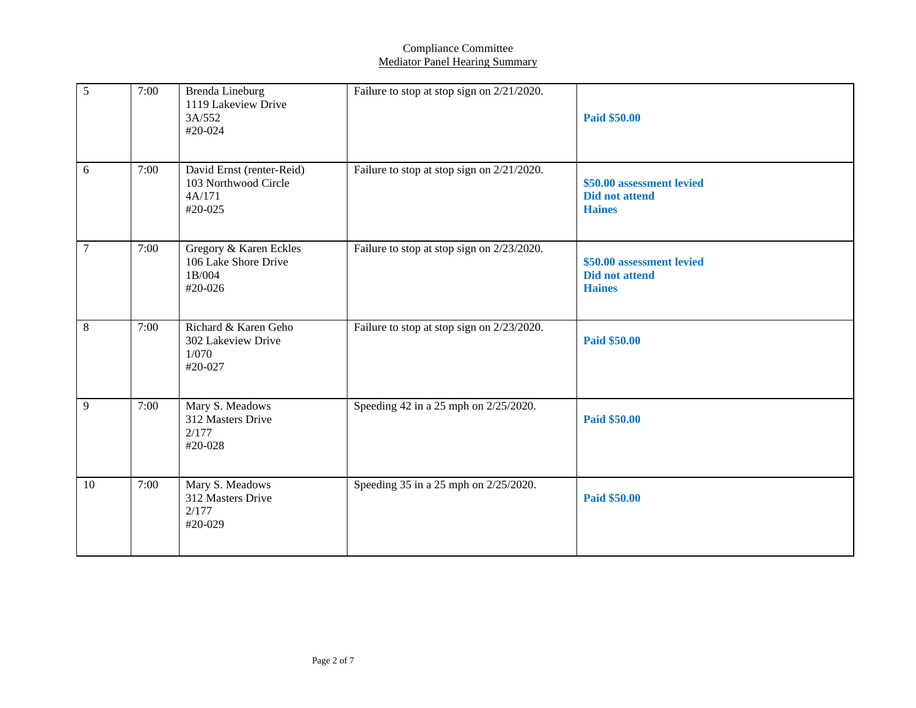Compliance Committee

Mediator Panel Hearing Summary

| | | | | |
|---|---|---|---|---|
| 5 | 7:00 | Brenda Lineburg<br>1119 Lakeview Drive<br>3A/552<br>#20-024 | Failure to stop at stop sign on 2/21/2020. | **Paid $50.00** |
| 6 | 7:00 | David Ernst (renter-Reid)<br>103 Northwood Circle<br>4A/171<br>#20-025 | Failure to stop at stop sign on 2/21/2020. | **$50.00 assessment levied**<br>**Did not attend**<br>**Haines** |
| 7 | 7:00 | Gregory & Karen Eckles<br>106 Lake Shore Drive<br>1B/004<br>#20-026 | Failure to stop at stop sign on 2/23/2020. | **$50.00 assessment levied**<br>**Did not attend**<br>**Haines** |
| 8 | 7:00 | Richard & Karen Geho<br>302 Lakeview Drive<br>1/070<br>#20-027 | Failure to stop at stop sign on 2/23/2020. | **Paid $50.00** |
| 9 | 7:00 | Mary S. Meadows<br>312 Masters Drive<br>2/177<br>#20-028 | Speeding 42 in a 25 mph on 2/25/2020. | **Paid $50.00** |
| 10 | 7:00 | Mary S. Meadows<br>312 Masters Drive<br>2/177<br>#20-029 | Speeding 35 in a 25 mph on 2/25/2020. | **Paid $50.00** |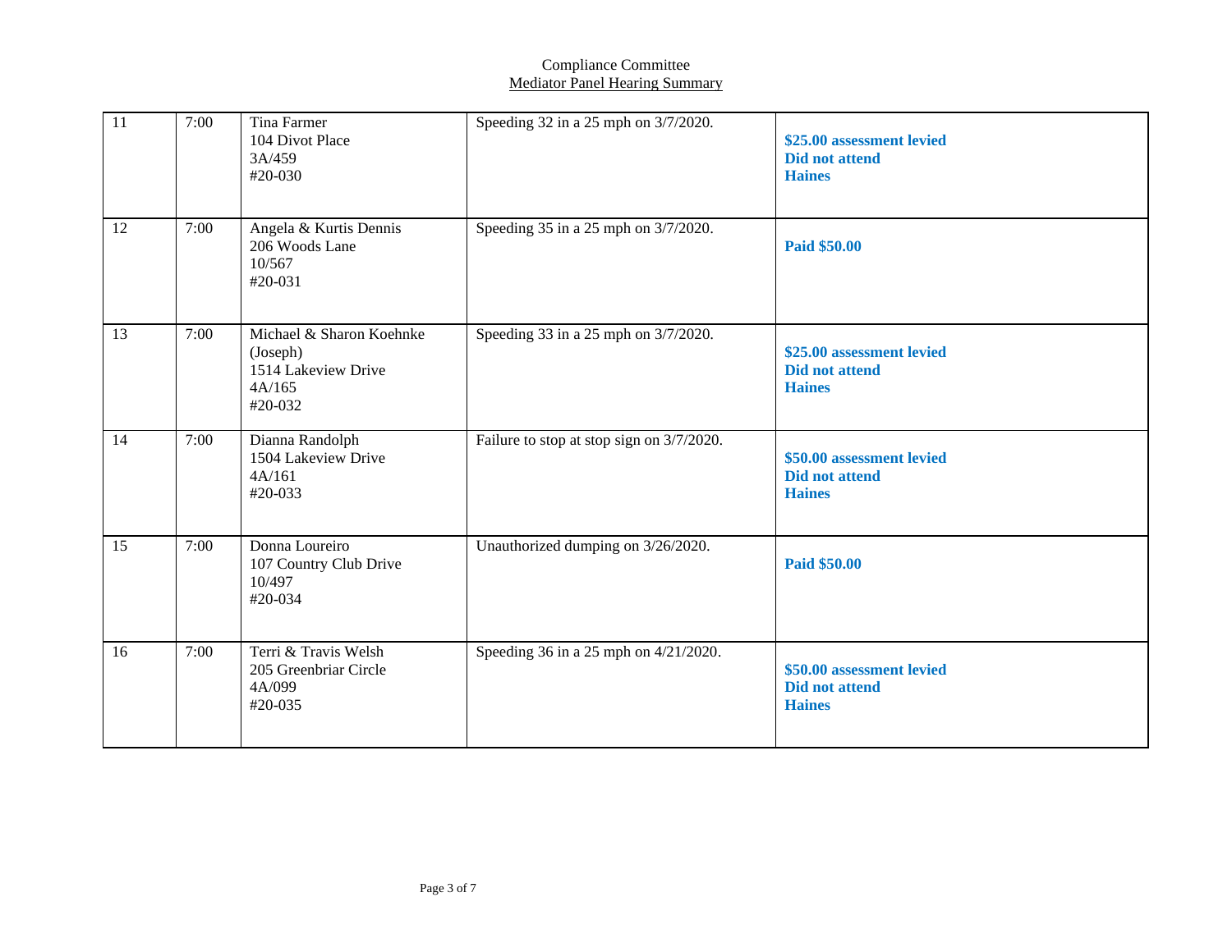Compliance Committee

Mediator Panel Hearing Summary

| | | | | |
|---|---|---|---|---|
| 11 | 7:00 | Tina Farmer<br>104 Divot Place<br>3A/459<br>#20-030 | Speeding 32 in a 25 mph on 3/7/2020. | **$25.00 assessment levied**<br>**Did not attend**<br>**Haines** |
| 12 | 7:00 | Angela & Kurtis Dennis<br>206 Woods Lane<br>10/567<br>#20-031 | Speeding 35 in a 25 mph on 3/7/2020. | **Paid $50.00** |
| 13 | 7:00 | Michael & Sharon Koehnke (Joseph)<br>1514 Lakeview Drive<br>4A/165<br>#20-032 | Speeding 33 in a 25 mph on 3/7/2020. | **$25.00 assessment levied**<br>**Did not attend**<br>**Haines** |
| 14 | 7:00 | Dianna Randolph<br>1504 Lakeview Drive<br>4A/161<br>#20-033 | Failure to stop at stop sign on 3/7/2020. | **$50.00 assessment levied**<br>**Did not attend**<br>**Haines** |
| 15 | 7:00 | Donna Loureiro<br>107 Country Club Drive<br>10/497<br>#20-034 | Unauthorized dumping on 3/26/2020. | **Paid $50.00** |
| 16 | 7:00 | Terri & Travis Welsh<br>205 Greenbriar Circle<br>4A/099<br>#20-035 | Speeding 36 in a 25 mph on 4/21/2020. | **$50.00 assessment levied**<br>**Did not attend**<br>**Haines** |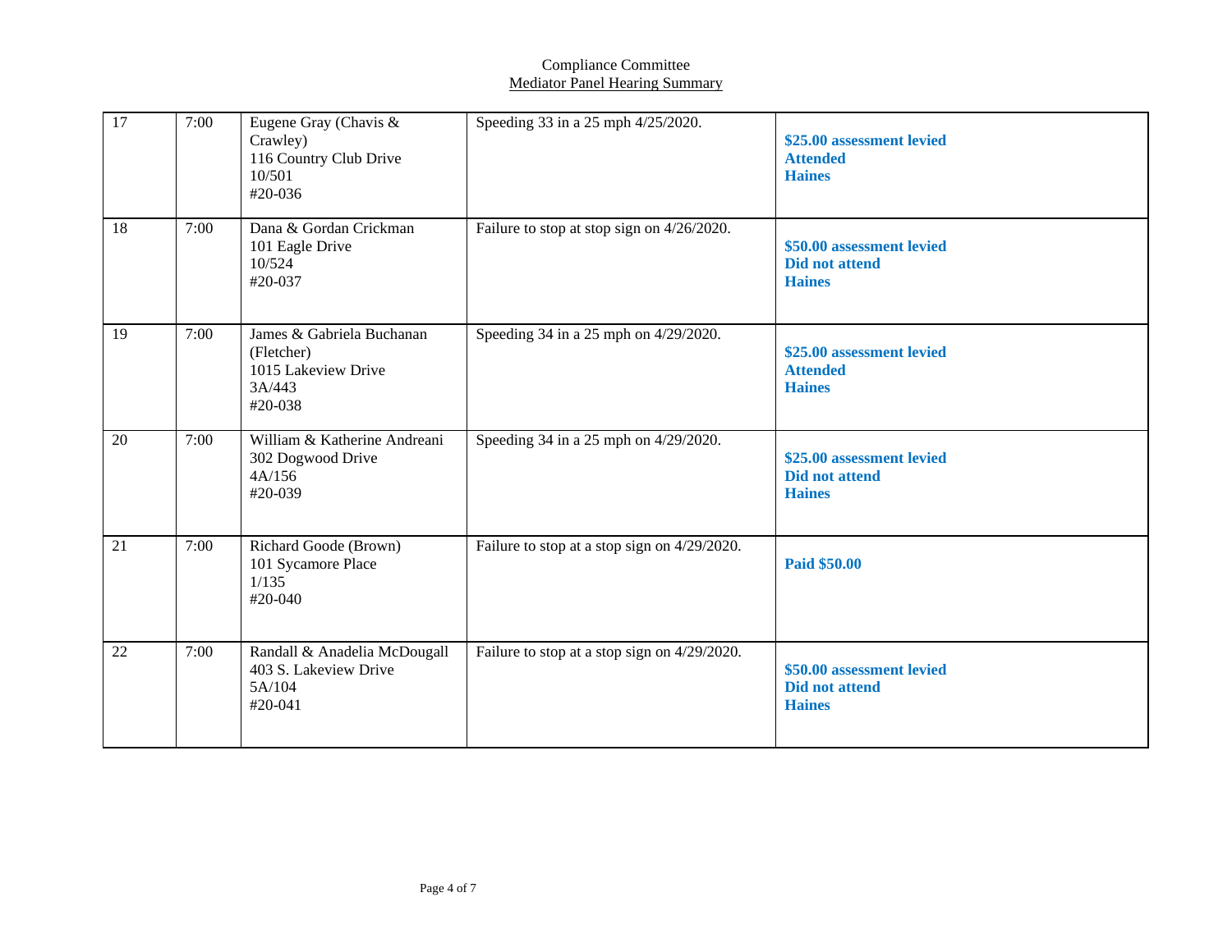Compliance Committee
Mediator Panel Hearing Summary

| | | | | |
|---|---|---|---|---|
| 17 | 7:00 | Eugene Gray (Chavis & Crawley)<br>116 Country Club Drive<br>10/501<br>#20-036 | Speeding 33 in a 25 mph 4/25/2020. | **$25.00 assessment levied**<br>**Attended**<br>**Haines** |
| 18 | 7:00 | Dana & Gordan Crickman<br>101 Eagle Drive<br>10/524<br>#20-037 | Failure to stop at stop sign on 4/26/2020. | **$50.00 assessment levied**<br>**Did not attend**<br>**Haines** |
| 19 | 7:00 | James & Gabriela Buchanan (Fletcher)<br>1015 Lakeview Drive<br>3A/443<br>#20-038 | Speeding 34 in a 25 mph on 4/29/2020. | **$25.00 assessment levied**<br>**Attended**<br>**Haines** |
| 20 | 7:00 | William & Katherine Andreani<br>302 Dogwood Drive<br>4A/156<br>#20-039 | Speeding 34 in a 25 mph on 4/29/2020. | **$25.00 assessment levied**<br>**Did not attend**<br>**Haines** |
| 21 | 7:00 | Richard Goode (Brown)<br>101 Sycamore Place<br>1/135<br>#20-040 | Failure to stop at a stop sign on 4/29/2020. | **Paid $50.00** |
| 22 | 7:00 | Randall & Anadelia McDougall<br>403 S. Lakeview Drive<br>5A/104<br>#20-041 | Failure to stop at a stop sign on 4/29/2020. | **$50.00 assessment levied**<br>**Did not attend**<br>**Haines** |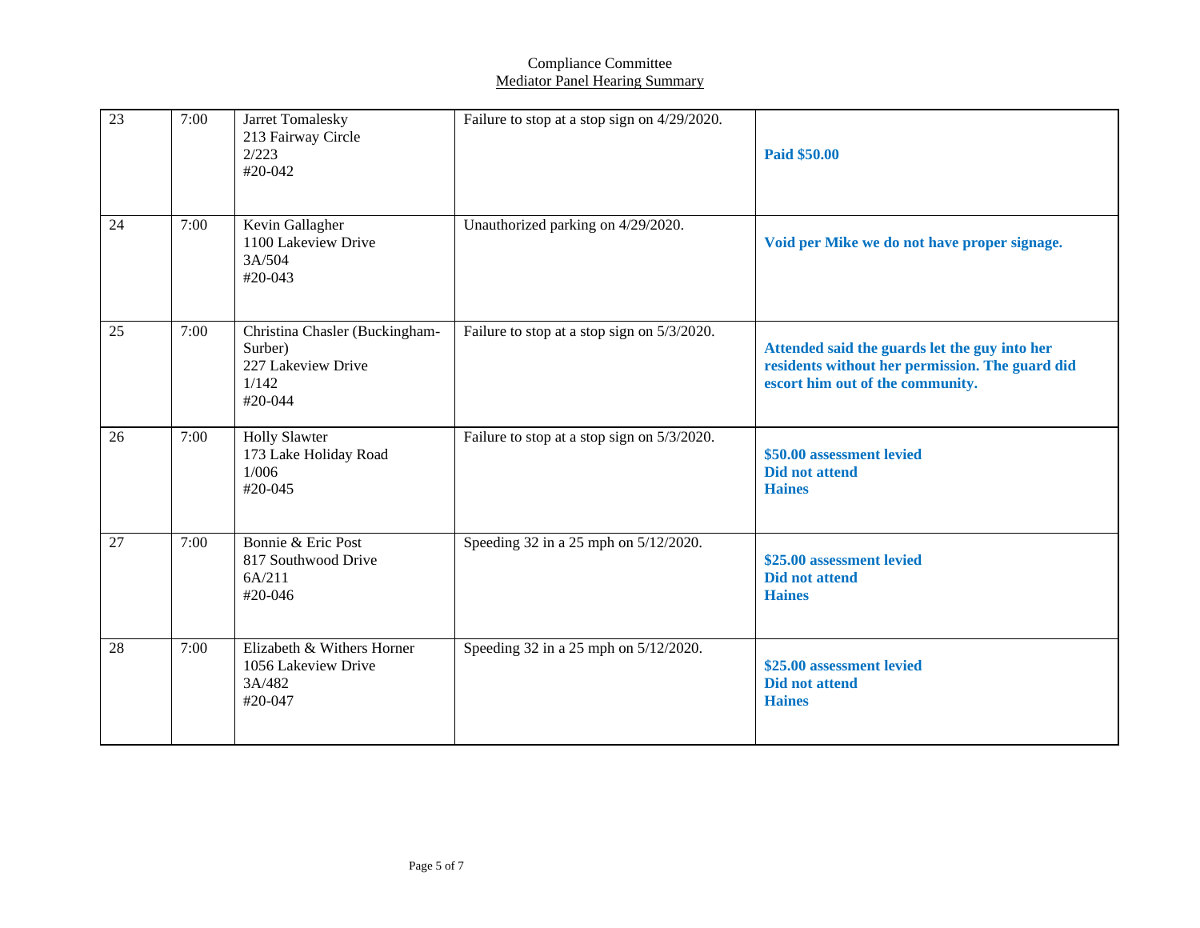Compliance Committee
Mediator Panel Hearing Summary

| | | | | |
|---|---|---|---|---|
| 23 | 7:00 | Jarret Tomalesky<br>213 Fairway Circle<br>2/223<br>#20-042 | Failure to stop at a stop sign on 4/29/2020. | **Paid $50.00** |
| 24 | 7:00 | Kevin Gallagher<br>1100 Lakeview Drive<br>3A/504<br>#20-043 | Unauthorized parking on 4/29/2020. | **Void per Mike we do not have proper signage.** |
| 25 | 7:00 | Christina Chasler (Buckingham-Surber)<br>227 Lakeview Drive<br>1/142<br>#20-044 | Failure to stop at a stop sign on 5/3/2020. | **Attended said the guards let the guy into her residents without her permission. The guard did escort him out of the community.** |
| 26 | 7:00 | Holly Slawter<br>173 Lake Holiday Road<br>1/006<br>#20-045 | Failure to stop at a stop sign on 5/3/2020. | **$50.00 assessment levied<br>Did not attend<br>Haines** |
| 27 | 7:00 | Bonnie & Eric Post<br>817 Southwood Drive<br>6A/211<br>#20-046 | Speeding 32 in a 25 mph on 5/12/2020. | **$25.00 assessment levied<br>Did not attend<br>Haines** |
| 28 | 7:00 | Elizabeth & Withers Horner<br>1056 Lakeview Drive<br>3A/482<br>#20-047 | Speeding 32 in a 25 mph on 5/12/2020. | **$25.00 assessment levied<br>Did not attend<br>Haines** |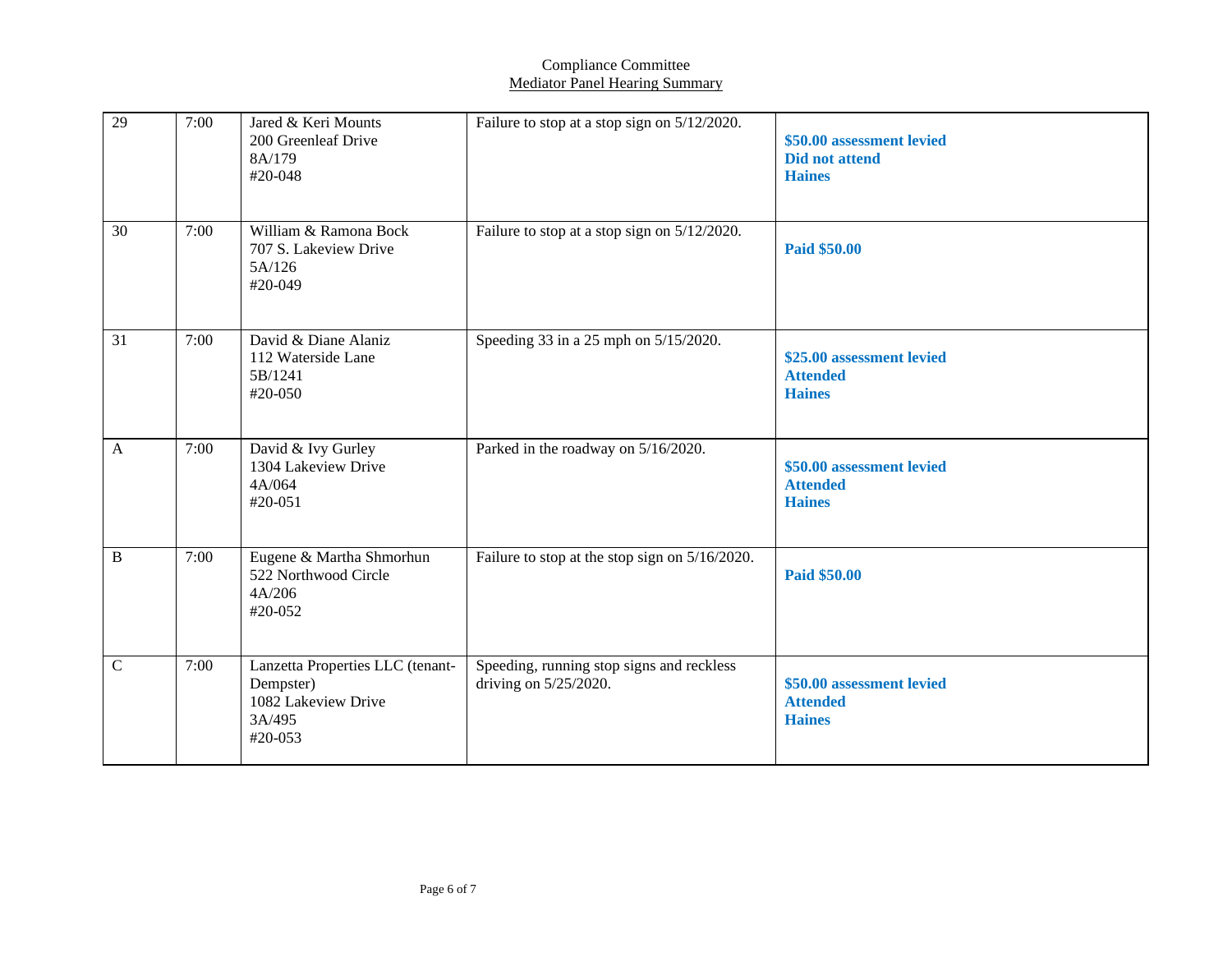Compliance Committee

Mediator Panel Hearing Summary

| | | | | |
|---|---|---|---|---|
| 29 | 7:00 | Jared & Keri Mounts<br>200 Greenleaf Drive<br>8A/179<br>#20-048 | Failure to stop at a stop sign on 5/12/2020. | **$50.00 assessment levied**<br>**Did not attend**<br>**Haines** |
| 30 | 7:00 | William & Ramona Bock<br>707 S. Lakeview Drive<br>5A/126<br>#20-049 | Failure to stop at a stop sign on 5/12/2020. | **Paid $50.00** |
| 31 | 7:00 | David & Diane Alaniz<br>112 Waterside Lane<br>5B/1241<br>#20-050 | Speeding 33 in a 25 mph on 5/15/2020. | **$25.00 assessment levied**<br>**Attended**<br>**Haines** |
| A | 7:00 | David & Ivy Gurley<br>1304 Lakeview Drive<br>4A/064<br>#20-051 | Parked in the roadway on 5/16/2020. | **$50.00 assessment levied**<br>**Attended**<br>**Haines** |
| B | 7:00 | Eugene & Martha Shmorhun<br>522 Northwood Circle<br>4A/206<br>#20-052 | Failure to stop at the stop sign on 5/16/2020. | **Paid $50.00** |
| C | 7:00 | Lanzetta Properties LLC (tenant-Dempster)<br>1082 Lakeview Drive<br>3A/495<br>#20-053 | Speeding, running stop signs and reckless driving on 5/25/2020. | **$50.00 assessment levied**<br>**Attended**<br>**Haines** |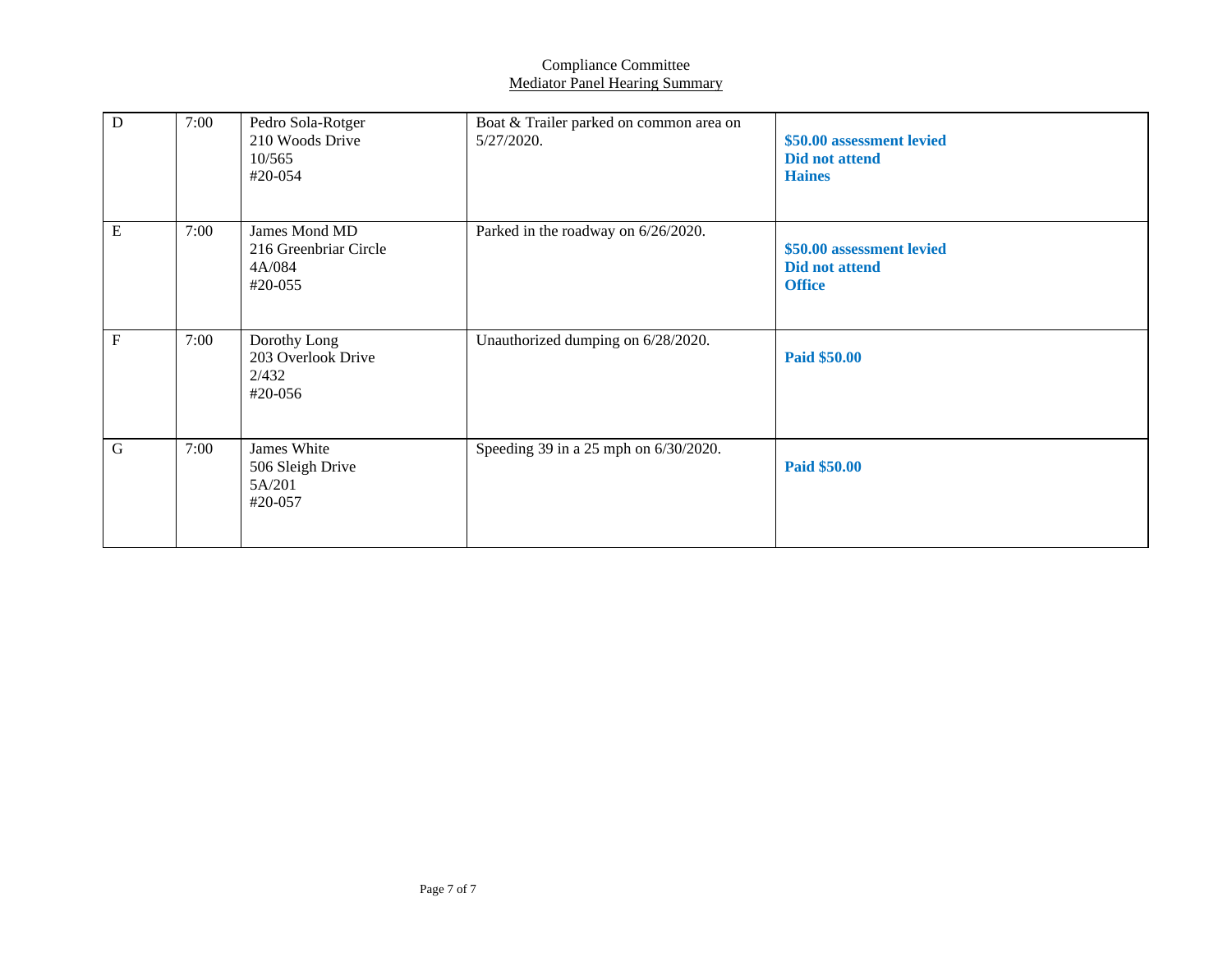Compliance Committee

Mediator Panel Hearing Summary

| | | | | |
|---|---|---|---|---|
| D | 7:00 | Pedro Sola-Rotger<br>210 Woods Drive<br>10/565<br>#20-054 | Boat & Trailer parked on common area on 5/27/2020. | **$50.00 assessment levied**<br>**Did not attend**<br>**Haines** |
| E | 7:00 | James Mond MD<br>216 Greenbriar Circle<br>4A/084<br>#20-055 | Parked in the roadway on 6/26/2020. | **$50.00 assessment levied**<br>**Did not attend**<br>**Office** |
| F | 7:00 | Dorothy Long<br>203 Overlook Drive<br>2/432<br>#20-056 | Unauthorized dumping on 6/28/2020. | **Paid $50.00** |
| G | 7:00 | James White<br>506 Sleigh Drive<br>5A/201<br>#20-057 | Speeding 39 in a 25 mph on 6/30/2020. | **Paid $50.00** |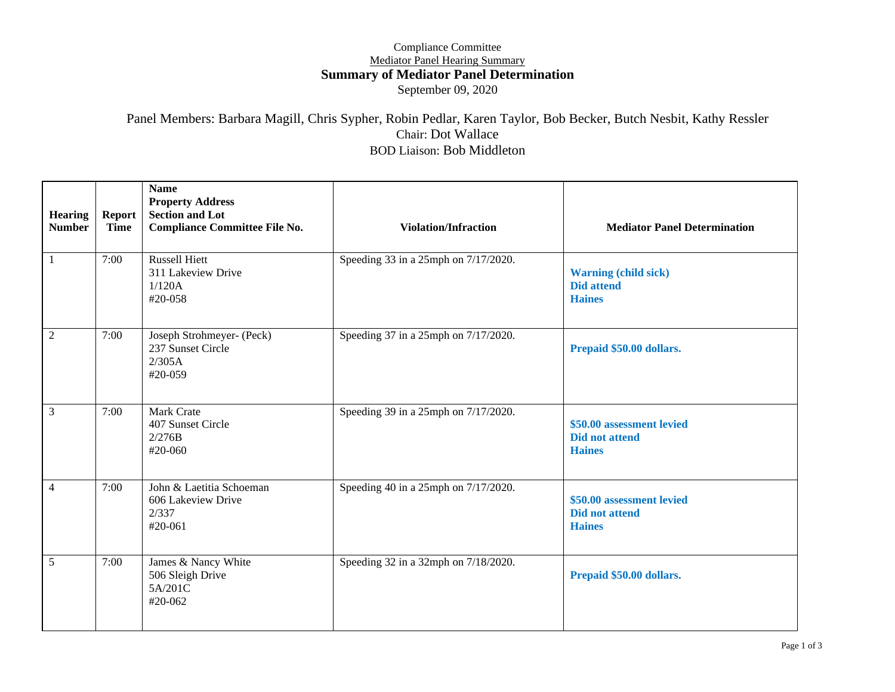Compliance Committee

Mediator Panel Hearing Summary

**Summary of Mediator Panel Determination**

September 09, 2020

Panel Members: Barbara Magill, Chris Sypher, Robin Pedlar, Karen Taylor, Bob Becker, Butch Nesbit, Kathy Ressler

Chair: Dot Wallace

BOD Liaison: Bob Middleton

| Hearing Number | Report Time | Name<br>Property Address<br>Section and Lot<br>Compliance Committee File No. | Violation/Infraction | Mediator Panel Determination |
|---|---|---|---|---|
| 1 | 7:00 | Russell Hiett<br>311 Lakeview Drive<br>1/120A<br>#20-058 | Speeding 33 in a 25mph on 7/17/2020. | **Warning (child sick)**<br>**Did attend**<br>**Haines** |
| 2 | 7:00 | Joseph Strohmeyer- (Peck)<br>237 Sunset Circle<br>2/305A<br>#20-059 | Speeding 37 in a 25mph on 7/17/2020. | **Prepaid $50.00 dollars.** |
| 3 | 7:00 | Mark Crate<br>407 Sunset Circle<br>2/276B<br>#20-060 | Speeding 39 in a 25mph on 7/17/2020. | **$50.00 assessment levied**<br>**Did not attend**<br>**Haines** |
| 4 | 7:00 | John & Laetitia Schoeman<br>606 Lakeview Drive<br>2/337<br>#20-061 | Speeding 40 in a 25mph on 7/17/2020. | **$50.00 assessment levied**<br>**Did not attend**<br>**Haines** |
| 5 | 7:00 | James & Nancy White<br>506 Sleigh Drive<br>5A/201C<br>#20-062 | Speeding 32 in a 32mph on 7/18/2020. | **Prepaid $50.00 dollars.** |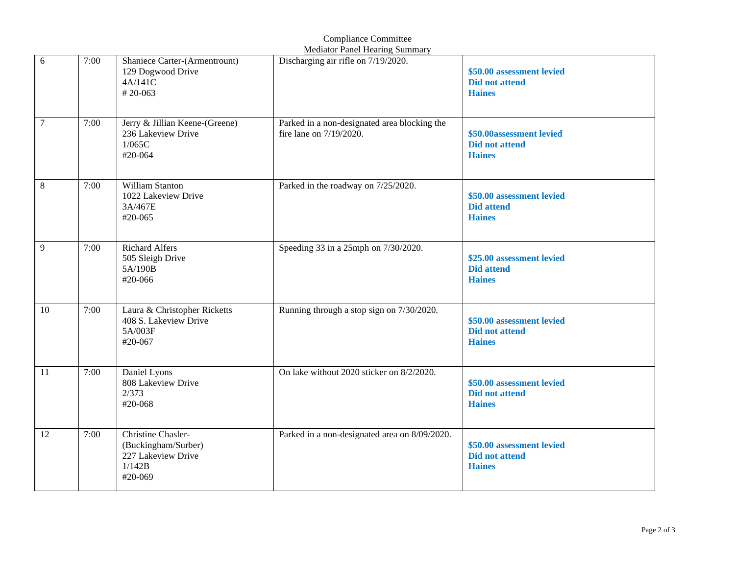Compliance Committee

Mediator Panel Hearing Summary

| | | | | |
|---|---|---|---|---|
| 6 | 7:00 | Shaniece Carter-(Armentrount)<br>129 Dogwood Drive<br>4A/141C<br># 20-063 | Discharging air rifle on 7/19/2020. | **$50.00 assessment levied**<br>**Did not attend**<br>**Haines** |
| 7 | 7:00 | Jerry & Jillian Keene-(Greene)<br>236 Lakeview Drive<br>1/065C<br>#20-064 | Parked in a non-designated area blocking the fire lane on 7/19/2020. | **$50.00assessment levied**<br>**Did not attend**<br>**Haines** |
| 8 | 7:00 | William Stanton<br>1022 Lakeview Drive<br>3A/467E<br>#20-065 | Parked in the roadway on 7/25/2020. | **$50.00 assessment levied**<br>**Did attend**<br>**Haines** |
| 9 | 7:00 | Richard Alfers<br>505 Sleigh Drive<br>5A/190B<br>#20-066 | Speeding 33 in a 25mph on 7/30/2020. | **$25.00 assessment levied**<br>**Did attend**<br>**Haines** |
| 10 | 7:00 | Laura & Christopher Ricketts<br>408 S. Lakeview Drive<br>5A/003F<br>#20-067 | Running through a stop sign on 7/30/2020. | **$50.00 assessment levied**<br>**Did not attend**<br>**Haines** |
| 11 | 7:00 | Daniel Lyons<br>808 Lakeview Drive<br>2/373<br>#20-068 | On lake without 2020 sticker on 8/2/2020. | **$50.00 assessment levied**<br>**Did not attend**<br>**Haines** |
| 12 | 7:00 | Christine Chasler-(Buckingham/Surber)<br>227 Lakeview Drive<br>1/142B<br>#20-069 | Parked in a non-designated area on 8/09/2020. | **$50.00 assessment levied**<br>**Did not attend**<br>**Haines** |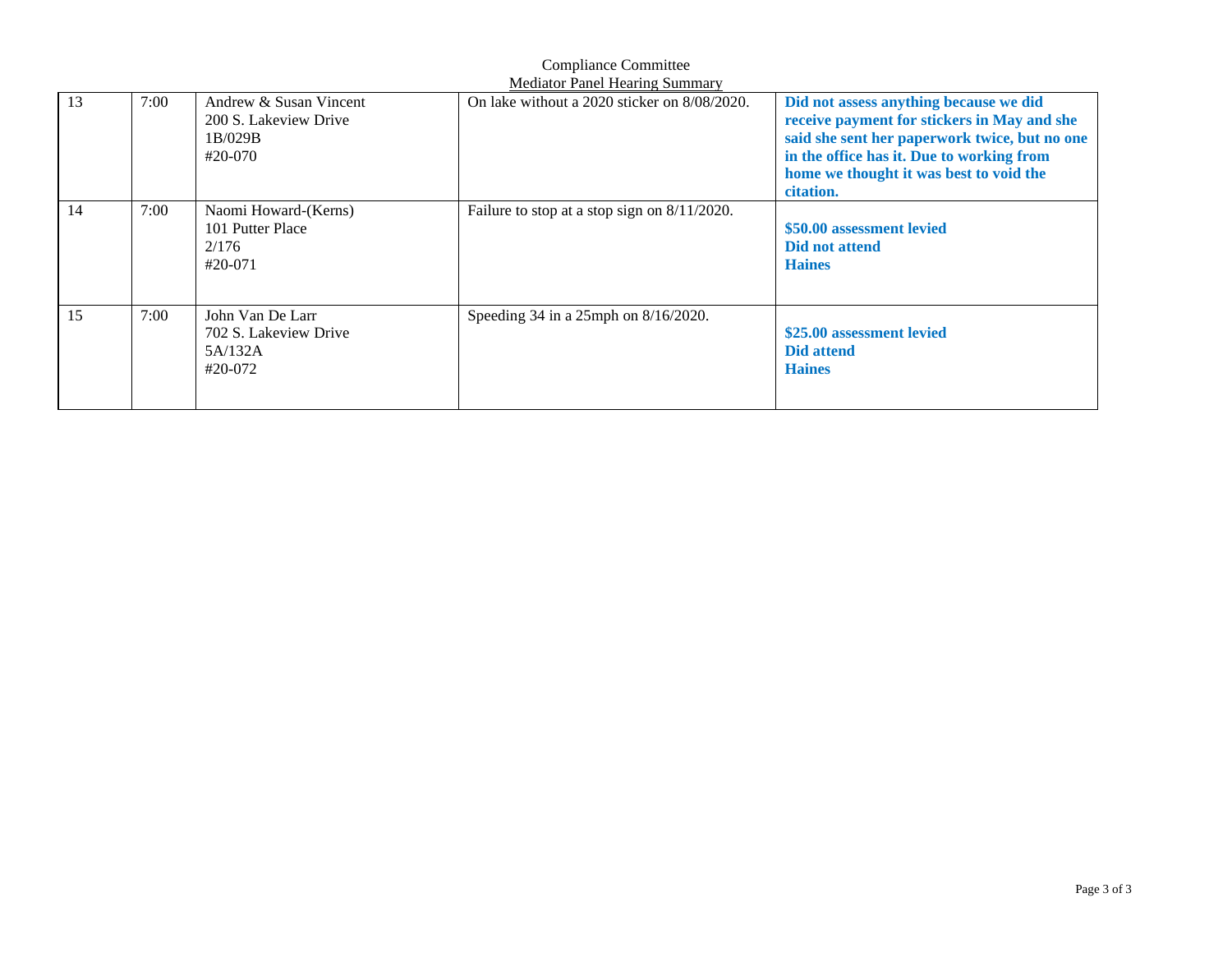Compliance Committee

Mediator Panel Hearing Summary

| | | | | |
|---|---|---|---|---|
| 13 | 7:00 | Andrew & Susan Vincent<br>200 S. Lakeview Drive<br>1B/029B<br>#20-070 | On lake without a 2020 sticker on 8/08/2020. | **Did not assess anything because we did receive payment for stickers in May and she said she sent her paperwork twice, but no one in the office has it. Due to working from home we thought it was best to void the citation.** |
| 14 | 7:00 | Naomi Howard-(Kerns)<br>101 Putter Place<br>2/176<br>#20-071 | Failure to stop at a stop sign on 8/11/2020. | **$50.00 assessment levied**<br>**Did not attend**<br>**Haines** |
| 15 | 7:00 | John Van De Larr<br>702 S. Lakeview Drive<br>5A/132A<br>#20-072 | Speeding 34 in a 25mph on 8/16/2020. | **$25.00 assessment levied**<br>**Did attend**<br>**Haines** |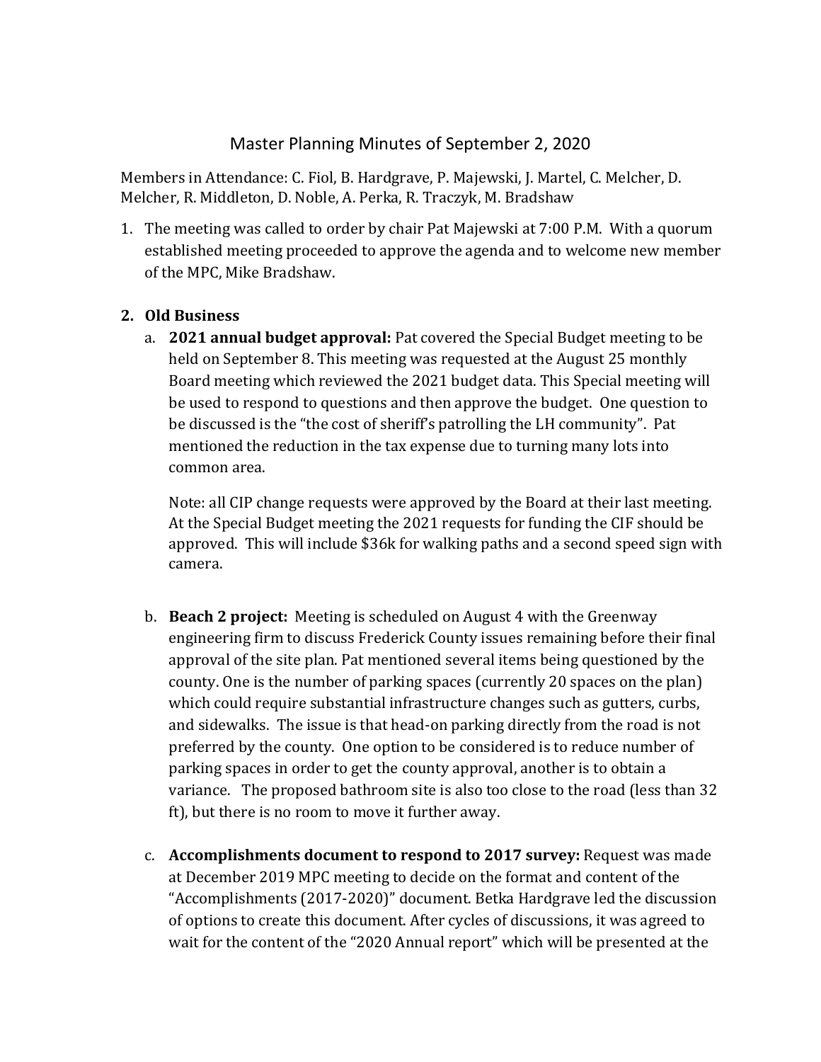# Master Planning Minutes of September 2, 2020

Members in Attendance: C. Fiol, B. Hardgrave, P. Majewski, J. Martel, C. Melcher, D. Melcher, R. Middleton, D. Noble, A. Perka, R. Traczyk, M. Bradshaw

1. The meeting was called to order by chair Pat Majewski at 7:00 P.M. With a quorum established meeting proceeded to approve the agenda and to welcome new member of the MPC, Mike Bradshaw.

2. **Old Business**
   a. **2021 annual budget approval:** Pat covered the Special Budget meeting to be held on September 8. This meeting was requested at the August 25 monthly Board meeting which reviewed the 2021 budget data. This Special meeting will be used to respond to questions and then approve the budget. One question to be discussed is the "the cost of sheriff's patrolling the LH community". Pat mentioned the reduction in the tax expense due to turning many lots into common area.

      Note: all CIP change requests were approved by the Board at their last meeting. At the Special Budget meeting the 2021 requests for funding the CIF should be approved. This will include $36k for walking paths and a second speed sign with camera.

   b. **Beach 2 project:** Meeting is scheduled on August 4 with the Greenway engineering firm to discuss Frederick County issues remaining before their final approval of the site plan. Pat mentioned several items being questioned by the county. One is the number of parking spaces (currently 20 spaces on the plan) which could require substantial infrastructure changes such as gutters, curbs, and sidewalks. The issue is that head-on parking directly from the road is not preferred by the county. One option to be considered is to reduce number of parking spaces in order to get the county approval, another is to obtain a variance. The proposed bathroom site is also too close to the road (less than 32 ft), but there is no room to move it further away.

   c. **Accomplishments document to respond to 2017 survey:** Request was made at December 2019 MPC meeting to decide on the format and content of the "Accomplishments (2017-2020)" document. Betka Hardgrave led the discussion of options to create this document. After cycles of discussions, it was agreed to wait for the content of the "2020 Annual report" which will be presented at the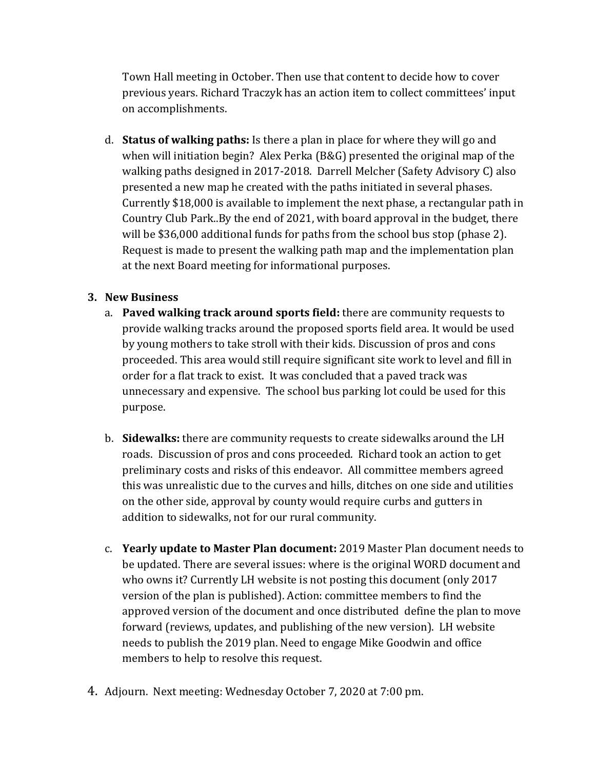Town Hall meeting in October. Then use that content to decide how to cover previous years. Richard Traczyk has an action item to collect committees' input on accomplishments.

d. **Status of walking paths:** Is there a plan in place for where they will go and when will initiation begin? Alex Perka (B&G) presented the original map of the walking paths designed in 2017-2018. Darrell Melcher (Safety Advisory C) also presented a new map he created with the paths initiated in several phases. Currently $18,000 is available to implement the next phase, a rectangular path in Country Club Park..By the end of 2021, with board approval in the budget, there will be $36,000 additional funds for paths from the school bus stop (phase 2). Request is made to present the walking path map and the implementation plan at the next Board meeting for informational purposes.

3. **New Business**
   a. **Paved walking track around sports field:** there are community requests to provide walking tracks around the proposed sports field area. It would be used by young mothers to take stroll with their kids. Discussion of pros and cons proceeded. This area would still require significant site work to level and fill in order for a flat track to exist. It was concluded that a paved track was unnecessary and expensive. The school bus parking lot could be used for this purpose.

   b. **Sidewalks:** there are community requests to create sidewalks around the LH roads. Discussion of pros and cons proceeded. Richard took an action to get preliminary costs and risks of this endeavor. All committee members agreed this was unrealistic due to the curves and hills, ditches on one side and utilities on the other side, approval by county would require curbs and gutters in addition to sidewalks, not for our rural community.

   c. **Yearly update to Master Plan document:** 2019 Master Plan document needs to be updated. There are several issues: where is the original WORD document and who owns it? Currently LH website is not posting this document (only 2017 version of the plan is published). Action: committee members to find the approved version of the document and once distributed define the plan to move forward (reviews, updates, and publishing of the new version). LH website needs to publish the 2019 plan. Need to engage Mike Goodwin and office members to help to resolve this request.

4. Adjourn. Next meeting: Wednesday October 7, 2020 at 7:00 pm.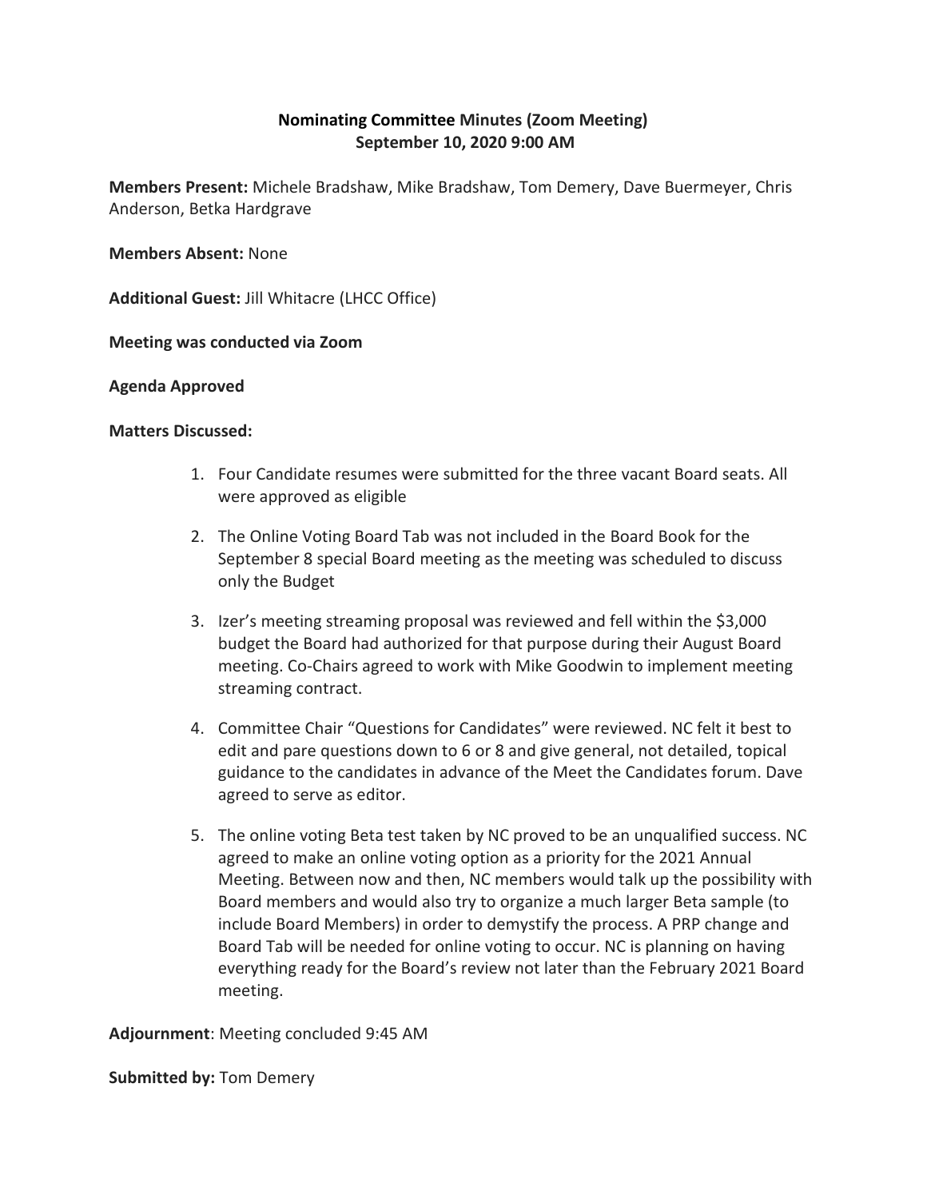# Nominating Committee Minutes (Zoom Meeting)
## September 10, 2020 9:00 AM

**Members Present:** Michele Bradshaw, Mike Bradshaw, Tom Demery, Dave Buermeyer, Chris Anderson, Betka Hardgrave

**Members Absent:** None

**Additional Guest:** Jill Whitacre (LHCC Office)

**Meeting was conducted via Zoom**

**Agenda Approved**

**Matters Discussed:**

1. Four Candidate resumes were submitted for the three vacant Board seats. All were approved as eligible
2. The Online Voting Board Tab was not included in the Board Book for the September 8 special Board meeting as the meeting was scheduled to discuss only the Budget
3. Izer's meeting streaming proposal was reviewed and fell within the $3,000 budget the Board had authorized for that purpose during their August Board meeting. Co-Chairs agreed to work with Mike Goodwin to implement meeting streaming contract.
4. Committee Chair "Questions for Candidates" were reviewed. NC felt it best to edit and pare questions down to 6 or 8 and give general, not detailed, topical guidance to the candidates in advance of the Meet the Candidates forum. Dave agreed to serve as editor.
5. The online voting Beta test taken by NC proved to be an unqualified success. NC agreed to make an online voting option as a priority for the 2021 Annual Meeting. Between now and then, NC members would talk up the possibility with Board members and would also try to organize a much larger Beta sample (to include Board Members) in order to demystify the process. A PRP change and Board Tab will be needed for online voting to occur. NC is planning on having everything ready for the Board's review not later than the February 2021 Board meeting.

**Adjournment**: Meeting concluded 9:45 AM

**Submitted by:** Tom Demery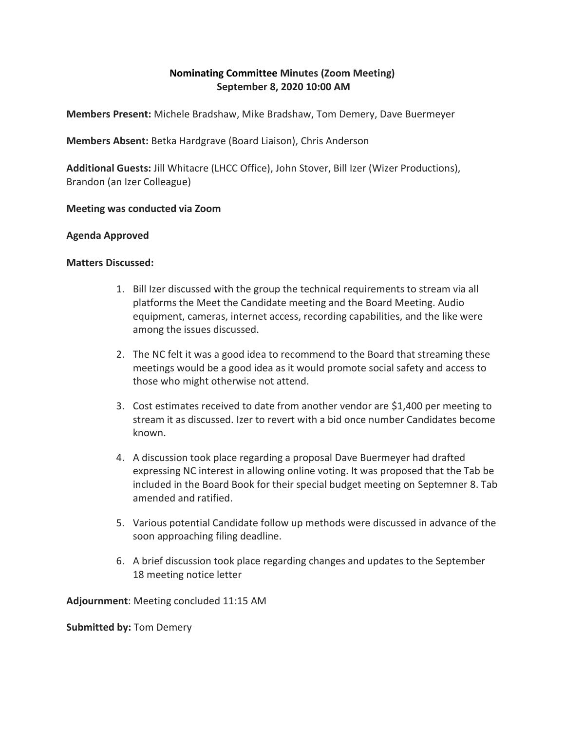**Nominating Committee Minutes (Zoom Meeting)**
**September 8, 2020 10:00 AM**

**Members Present:** Michele Bradshaw, Mike Bradshaw, Tom Demery, Dave Buermeyer

**Members Absent:** Betka Hardgrave (Board Liaison), Chris Anderson

**Additional Guests:** Jill Whitacre (LHCC Office), John Stover, Bill Izer (Wizer Productions), Brandon (an Izer Colleague)

**Meeting was conducted via Zoom**

**Agenda Approved**

**Matters Discussed:**

1. Bill Izer discussed with the group the technical requirements to stream via all platforms the Meet the Candidate meeting and the Board Meeting. Audio equipment, cameras, internet access, recording capabilities, and the like were among the issues discussed.

2. The NC felt it was a good idea to recommend to the Board that streaming these meetings would be a good idea as it would promote social safety and access to those who might otherwise not attend.

3. Cost estimates received to date from another vendor are $1,400 per meeting to stream it as discussed. Izer to revert with a bid once number Candidates become known.

4. A discussion took place regarding a proposal Dave Buermeyer had drafted expressing NC interest in allowing online voting. It was proposed that the Tab be included in the Board Book for their special budget meeting on Septemner 8. Tab amended and ratified.

5. Various potential Candidate follow up methods were discussed in advance of the soon approaching filing deadline.

6. A brief discussion took place regarding changes and updates to the September 18 meeting notice letter

**Adjournment**: Meeting concluded 11:15 AM

**Submitted by:** Tom Demery